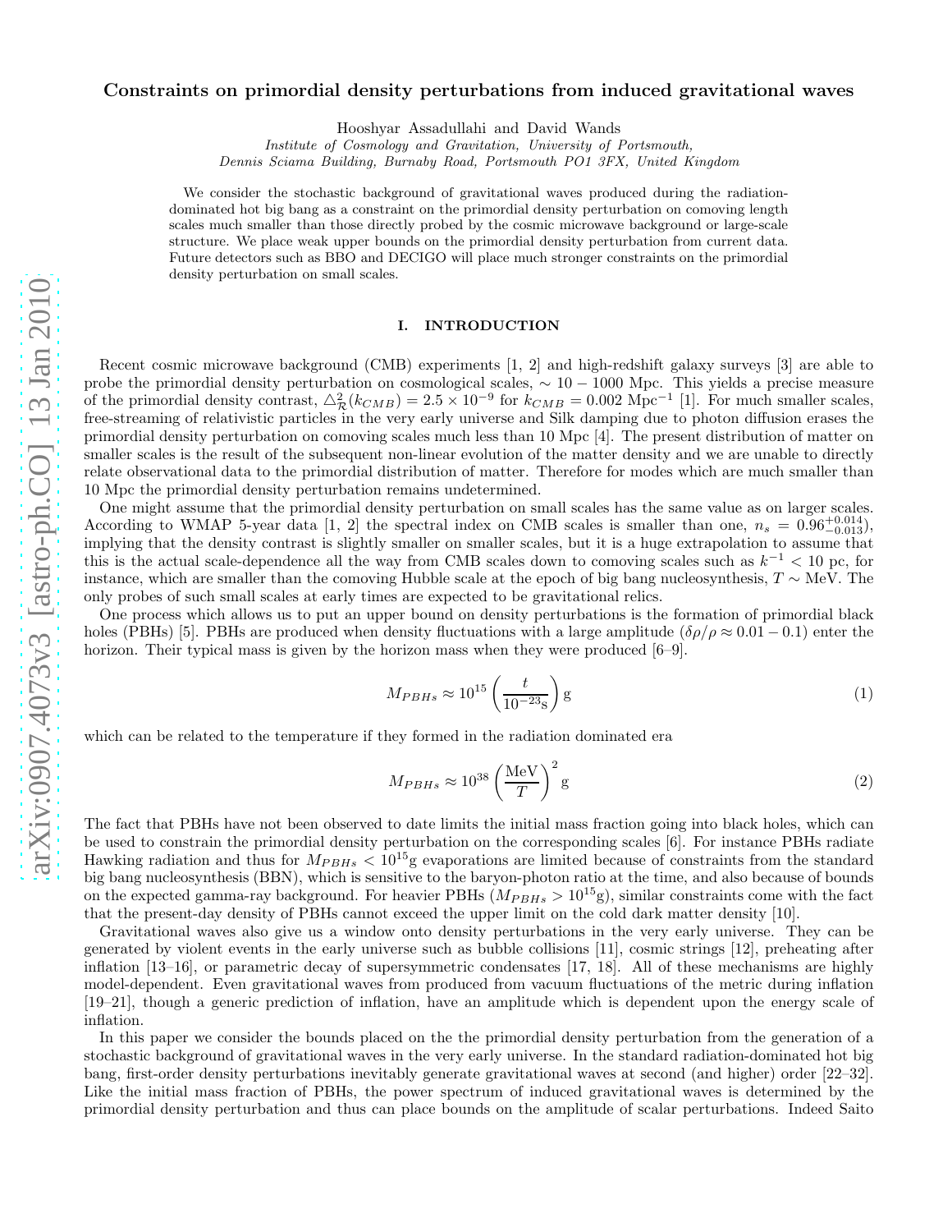# Constraints on primordial density perturbations from induced gravitational waves

Hooshyar Assadullahi and David Wands

*Institute of Cosmology and Gravitation, University of Portsmouth,*
*Dennis Sciama Building, Burnaby Road, Portsmouth PO1 3FX, United Kingdom*

We consider the stochastic background of gravitational waves produced during the radiation-dominated hot big bang as a constraint on the primordial density perturbation on comoving length scales much smaller than those directly probed by the cosmic microwave background or large-scale structure. We place weak upper bounds on the primordial density perturbation from current data. Future detectors such as BBO and DECIGO will place much stronger constraints on the primordial density perturbation on small scales.

## I. INTRODUCTION

Recent cosmic microwave background (CMB) experiments [1, 2] and high-redshift galaxy surveys [3] are able to probe the primordial density perturbation on cosmological scales, $\sim 10-1000$ Mpc. This yields a precise measure of the primordial density contrast, $\triangle^2_{\mathcal{R}}(k_{CMB}) = 2.5 \times 10^{-9}$ for $k_{CMB} = 0.002$ Mpc$^{-1}$ [1]. For much smaller scales, free-streaming of relativistic particles in the very early universe and Silk damping due to photon diffusion erases the primordial density perturbation on comoving scales much less than 10 Mpc [4]. The present distribution of matter on smaller scales is the result of the subsequent non-linear evolution of the matter density and we are unable to directly relate observational data to the primordial distribution of matter. Therefore for modes which are much smaller than 10 Mpc the primordial density perturbation remains undetermined.

One might assume that the primordial density perturbation on small scales has the same value as on larger scales. According to WMAP 5-year data [1, 2] the spectral index on CMB scales is smaller than one, $n_s = 0.96^{+0.014}_{-0.013}$), implying that the density contrast is slightly smaller on smaller scales, but it is a huge extrapolation to assume that this is the actual scale-dependence all the way from CMB scales down to comoving scales such as $k^{-1} < 10$ pc, for instance, which are smaller than the comoving Hubble scale at the epoch of big bang nucleosynthesis, $T \sim$ MeV. The only probes of such small scales at early times are expected to be gravitational relics.

One process which allows us to put an upper bound on density perturbations is the formation of primordial black holes (PBHs) [5]. PBHs are produced when density fluctuations with a large amplitude ($\delta\rho/\rho \approx 0.01-0.1$) enter the horizon. Their typical mass is given by the horizon mass when they were produced [6–9].

$$M_{PBHs} \approx 10^{15} \left(\frac{t}{10^{-23}\mathrm{s}}\right) \mathrm{g} \tag{1}$$

which can be related to the temperature if they formed in the radiation dominated era

$$M_{PBHs} \approx 10^{38} \left(\frac{\mathrm{MeV}}{T}\right)^2 \mathrm{g} \tag{2}$$

The fact that PBHs have not been observed to date limits the initial mass fraction going into black holes, which can be used to constrain the primordial density perturbation on the corresponding scales [6]. For instance PBHs radiate Hawking radiation and thus for $M_{PBHs} < 10^{15}$g evaporations are limited because of constraints from the standard big bang nucleosynthesis (BBN), which is sensitive to the baryon-photon ratio at the time, and also because of bounds on the expected gamma-ray background. For heavier PBHs ($M_{PBHs} > 10^{15}$g), similar constraints come with the fact that the present-day density of PBHs cannot exceed the upper limit on the cold dark matter density [10].

Gravitational waves also give us a window onto density perturbations in the very early universe. They can be generated by violent events in the early universe such as bubble collisions [11], cosmic strings [12], preheating after inflation [13–16], or parametric decay of supersymmetric condensates [17, 18]. All of these mechanisms are highly model-dependent. Even gravitational waves from produced from vacuum fluctuations of the metric during inflation [19–21], though a generic prediction of inflation, have an amplitude which is dependent upon the energy scale of inflation.

In this paper we consider the bounds placed on the the primordial density perturbation from the generation of a stochastic background of gravitational waves in the very early universe. In the standard radiation-dominated hot big bang, first-order density perturbations inevitably generate gravitational waves at second (and higher) order [22–32]. Like the initial mass fraction of PBHs, the power spectrum of induced gravitational waves is determined by the primordial density perturbation and thus can place bounds on the amplitude of scalar perturbations. Indeed Saito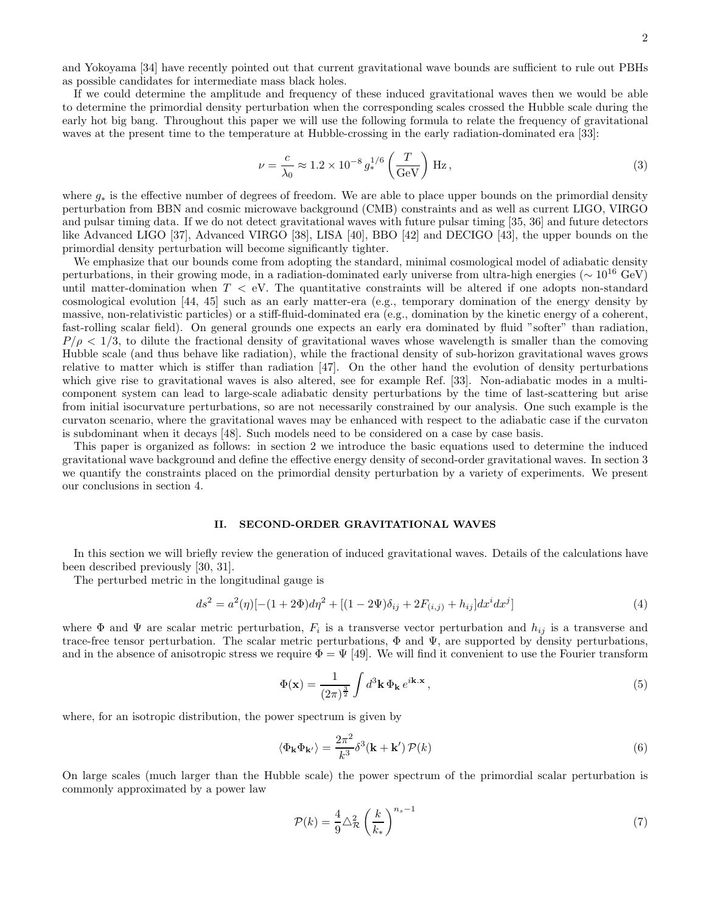and Yokoyama [34] have recently pointed out that current gravitational wave bounds are sufficient to rule out PBHs as possible candidates for intermediate mass black holes.

If we could determine the amplitude and frequency of these induced gravitational waves then we would be able to determine the primordial density perturbation when the corresponding scales crossed the Hubble scale during the early hot big bang. Throughout this paper we will use the following formula to relate the frequency of gravitational waves at the present time to the temperature at Hubble-crossing in the early radiation-dominated era [33]:

$$\nu = \frac{c}{\lambda_0} \approx 1.2 \times 10^{-8}\, g_*^{1/6} \left(\frac{T}{\mathrm{GeV}}\right) \mathrm{Hz}\,, \tag{3}$$

where $g_*$ is the effective number of degrees of freedom. We are able to place upper bounds on the primordial density perturbation from BBN and cosmic microwave background (CMB) constraints and as well as current LIGO, VIRGO and pulsar timing data. If we do not detect gravitational waves with future pulsar timing [35, 36] and future detectors like Advanced LIGO [37], Advanced VIRGO [38], LISA [40], BBO [42] and DECIGO [43], the upper bounds on the primordial density perturbation will become significantly tighter.

We emphasize that our bounds come from adopting the standard, minimal cosmological model of adiabatic density perturbations, in their growing mode, in a radiation-dominated early universe from ultra-high energies ($\sim 10^{16}$ GeV) until matter-domination when $T <$ eV. The quantitative constraints will be altered if one adopts non-standard cosmological evolution [44, 45] such as an early matter-era (e.g., temporary domination of the energy density by massive, non-relativistic particles) or a stiff-fluid-dominated era (e.g., domination by the kinetic energy of a coherent, fast-rolling scalar field). On general grounds one expects an early era dominated by fluid "softer" than radiation, $P/\rho < 1/3$, to dilute the fractional density of gravitational waves whose wavelength is smaller than the comoving Hubble scale (and thus behave like radiation), while the fractional density of sub-horizon gravitational waves grows relative to matter which is stiffer than radiation [47]. On the other hand the evolution of density perturbations which give rise to gravitational waves is also altered, see for example Ref. [33]. Non-adiabatic modes in a multi-component system can lead to large-scale adiabatic density perturbations by the time of last-scattering but arise from initial isocurvature perturbations, so are not necessarily constrained by our analysis. One such example is the curvaton scenario, where the gravitational waves may be enhanced with respect to the adiabatic case if the curvaton is subdominant when it decays [48]. Such models need to be considered on a case by case basis.

This paper is organized as follows: in section 2 we introduce the basic equations used to determine the induced gravitational wave background and define the effective energy density of second-order gravitational waves. In section 3 we quantify the constraints placed on the primordial density perturbation by a variety of experiments. We present our conclusions in section 4.

## II. SECOND-ORDER GRAVITATIONAL WAVES

In this section we will briefly review the generation of induced gravitational waves. Details of the calculations have been described previously [30, 31].

The perturbed metric in the longitudinal gauge is

$$ds^2 = a^2(\eta)[-(1+2\Phi)d\eta^2 + [(1-2\Psi)\delta_{ij} + 2F_{(i,j)} + h_{ij}]dx^i dx^j] \tag{4}$$

where $\Phi$ and $\Psi$ are scalar metric perturbation, $F_i$ is a transverse vector perturbation and $h_{ij}$ is a transverse and trace-free tensor perturbation. The scalar metric perturbations, $\Phi$ and $\Psi$, are supported by density perturbations, and in the absence of anisotropic stress we require $\Phi = \Psi$ [49]. We will find it convenient to use the Fourier transform

$$\Phi(\mathbf{x}) = \frac{1}{(2\pi)^{\frac{3}{2}}} \int d^3\mathbf{k}\, \Phi_{\mathbf{k}}\, e^{i\mathbf{k}.\mathbf{x}}\,, \tag{5}$$

where, for an isotropic distribution, the power spectrum is given by

$$\langle \Phi_{\mathbf{k}} \Phi_{\mathbf{k}'} \rangle = \frac{2\pi^2}{k^3} \delta^3(\mathbf{k} + \mathbf{k}')\, \mathcal{P}(k) \tag{6}$$

On large scales (much larger than the Hubble scale) the power spectrum of the primordial scalar perturbation is commonly approximated by a power law

$$\mathcal{P}(k) = \frac{4}{9} \triangle^2_{\mathcal{R}} \left(\frac{k}{k_*}\right)^{n_s - 1} \tag{7}$$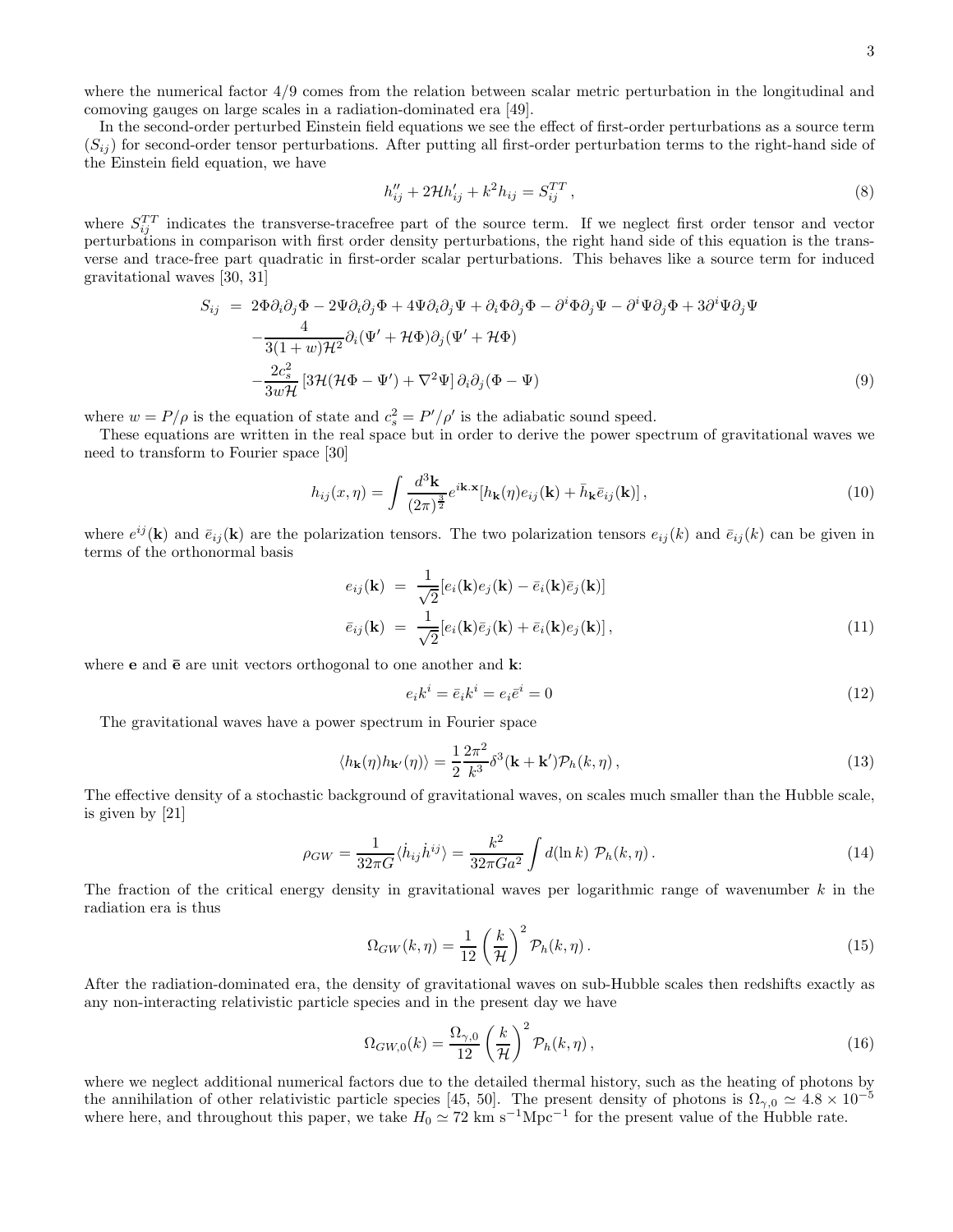where the numerical factor 4/9 comes from the relation between scalar metric perturbation in the longitudinal and comoving gauges on large scales in a radiation-dominated era [49].

In the second-order perturbed Einstein field equations we see the effect of first-order perturbations as a source term ($S_{ij}$) for second-order tensor perturbations. After putting all first-order perturbation terms to the right-hand side of the Einstein field equation, we have

$$h''_{ij} + 2\mathcal{H}h'_{ij} + k^2 h_{ij} = S^{TT}_{ij}\,, \tag{8}$$

where $S^{TT}_{ij}$ indicates the transverse-tracefree part of the source term. If we neglect first order tensor and vector perturbations in comparison with first order density perturbations, the right hand side of this equation is the transverse and trace-free part quadratic in first-order scalar perturbations. This behaves like a source term for induced gravitational waves [30, 31]

$$\begin{aligned}
S_{ij} \;=\;& 2\Phi\partial_i\partial_j\Phi - 2\Psi\partial_i\partial_j\Phi + 4\Psi\partial_i\partial_j\Psi + \partial_i\Phi\partial_j\Phi - \partial^i\Phi\partial_j\Psi - \partial^i\Psi\partial_j\Phi + 3\partial^i\Psi\partial_j\Psi \\
& - \frac{4}{3(1+w)\mathcal{H}^2}\partial_i(\Psi' + \mathcal{H}\Phi)\partial_j(\Psi' + \mathcal{H}\Phi) \\
& - \frac{2c_s^2}{3w\mathcal{H}}\left[3\mathcal{H}(\mathcal{H}\Phi - \Psi') + \nabla^2\Psi\right]\partial_i\partial_j(\Phi - \Psi)
\end{aligned} \tag{9}$$

where $w = P/\rho$ is the equation of state and $c_s^2 = P'/\rho'$ is the adiabatic sound speed.

These equations are written in the real space but in order to derive the power spectrum of gravitational waves we need to transform to Fourier space [30]

$$h_{ij}(x,\eta) = \int \frac{d^3\mathbf{k}}{(2\pi)^{\frac{3}{2}}} e^{i\mathbf{k}.\mathbf{x}}[h_{\mathbf{k}}(\eta)e_{ij}(\mathbf{k}) + \bar{h}_{\mathbf{k}}\bar{e}_{ij}(\mathbf{k})]\,, \tag{10}$$

where $e^{ij}(\mathbf{k})$ and $\bar{e}_{ij}(\mathbf{k})$ are the polarization tensors. The two polarization tensors $e_{ij}(k)$ and $\bar{e}_{ij}(k)$ can be given in terms of the orthonormal basis

$$\begin{aligned}
e_{ij}(\mathbf{k}) &= \frac{1}{\sqrt{2}}[e_i(\mathbf{k})e_j(\mathbf{k}) - \bar{e}_i(\mathbf{k})\bar{e}_j(\mathbf{k})] \\
\bar{e}_{ij}(\mathbf{k}) &= \frac{1}{\sqrt{2}}[e_i(\mathbf{k})\bar{e}_j(\mathbf{k}) + \bar{e}_i(\mathbf{k})e_j(\mathbf{k})]\,,
\end{aligned} \tag{11}$$

where $\mathbf{e}$ and $\bar{\mathbf{e}}$ are unit vectors orthogonal to one another and $\mathbf{k}$:

$$e_i k^i = \bar{e}_i k^i = e_i\bar{e}^i = 0 \tag{12}$$

The gravitational waves have a power spectrum in Fourier space

$$\langle h_{\mathbf{k}}(\eta)h_{\mathbf{k}'}(\eta)\rangle = \frac{1}{2}\frac{2\pi^2}{k^3}\delta^3(\mathbf{k}+\mathbf{k}')\mathcal{P}_h(k,\eta)\,, \tag{13}$$

The effective density of a stochastic background of gravitational waves, on scales much smaller than the Hubble scale, is given by [21]

$$\rho_{GW} = \frac{1}{32\pi G}\langle \dot{h}_{ij}\dot{h}^{ij}\rangle = \frac{k^2}{32\pi G a^2}\int d(\ln k)\; \mathcal{P}_h(k,\eta)\,. \tag{14}$$

The fraction of the critical energy density in gravitational waves per logarithmic range of wavenumber $k$ in the radiation era is thus

$$\Omega_{GW}(k,\eta) = \frac{1}{12}\left(\frac{k}{\mathcal{H}}\right)^2 \mathcal{P}_h(k,\eta)\,. \tag{15}$$

After the radiation-dominated era, the density of gravitational waves on sub-Hubble scales then redshifts exactly as any non-interacting relativistic particle species and in the present day we have

$$\Omega_{GW,0}(k) = \frac{\Omega_{\gamma,0}}{12}\left(\frac{k}{\mathcal{H}}\right)^2 \mathcal{P}_h(k,\eta)\,, \tag{16}$$

where we neglect additional numerical factors due to the detailed thermal history, such as the heating of photons by the annihilation of other relativistic particle species [45, 50]. The present density of photons is $\Omega_{\gamma,0} \simeq 4.8\times10^{-5}$ where here, and throughout this paper, we take $H_0 \simeq 72$ km s$^{-1}$Mpc$^{-1}$ for the present value of the Hubble rate.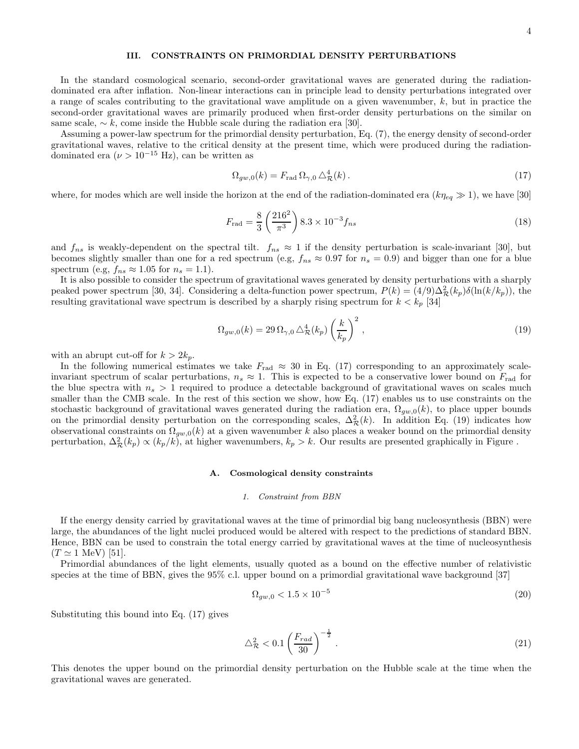## III. CONSTRAINTS ON PRIMORDIAL DENSITY PERTURBATIONS

In the standard cosmological scenario, second-order gravitational waves are generated during the radiation-dominated era after inflation. Non-linear interactions can in principle lead to density perturbations integrated over a range of scales contributing to the gravitational wave amplitude on a given wavenumber, $k$, but in practice the second-order gravitational waves are primarily produced when first-order density perturbations on the similar on same scale, $\sim k$, come inside the Hubble scale during the radiation era [30].

Assuming a power-law spectrum for the primordial density perturbation, Eq. (7), the energy density of second-order gravitational waves, relative to the critical density at the present time, which were produced during the radiation-dominated era ($\nu > 10^{-15}$ Hz), can be written as

$$\Omega_{gw,0}(k) = F_{\rm rad}\,\Omega_{\gamma,0}\,\triangle^4_{\mathcal{R}}(k)\,. \tag{17}$$

where, for modes which are well inside the horizon at the end of the radiation-dominated era ($k\eta_{eq} \gg 1$), we have [30]

$$F_{\rm rad} = \frac{8}{3}\left(\frac{216^2}{\pi^3}\right) 8.3\times 10^{-3} f_{ns} \tag{18}$$

and $f_{ns}$ is weakly-dependent on the spectral tilt. $f_{ns} \approx 1$ if the density perturbation is scale-invariant [30], but becomes slightly smaller than one for a red spectrum (e.g, $f_{ns} \approx 0.97$ for $n_s = 0.9$) and bigger than one for a blue spectrum (e.g, $f_{ns} \approx 1.05$ for $n_s = 1.1$).

It is also possible to consider the spectrum of gravitational waves generated by density perturbations with a sharply peaked power spectrum [30, 34]. Considering a delta-function power spectrum, $P(k) = (4/9)\Delta^2_{\mathcal{R}}(k_p)\delta(\ln(k/k_p))$, the resulting gravitational wave spectrum is described by a sharply rising spectrum for $k < k_p$ [34]

$$\Omega_{gw,0}(k) = 29\,\Omega_{\gamma,0}\,\triangle^4_{\mathcal{R}}(k_p)\left(\frac{k}{k_p}\right)^2\,, \tag{19}$$

with an abrupt cut-off for $k > 2k_p$.

In the following numerical estimates we take $F_{\rm rad} \approx 30$ in Eq. (17) corresponding to an approximately scale-invariant spectrum of scalar perturbations, $n_s \approx 1$. This is expected to be a conservative lower bound on $F_{\rm rad}$ for the blue spectra with $n_s > 1$ required to produce a detectable background of gravitational waves on scales much smaller than the CMB scale. In the rest of this section we show, how Eq. (17) enables us to use constraints on the stochastic background of gravitational waves generated during the radiation era, $\Omega_{gw,0}(k)$, to place upper bounds on the primordial density perturbation on the corresponding scales, $\Delta^2_{\mathcal{R}}(k)$. In addition Eq. (19) indicates how observational constraints on $\Omega_{gw,0}(k)$ at a given wavenumber $k$ also places a weaker bound on the primordial density perturbation, $\Delta^2_{\mathcal{R}}(k_p) \propto (k_p/k)$, at higher wavenumbers, $k_p > k$. Our results are presented graphically in Figure .

### A. Cosmological density constraints

#### 1. Constraint from BBN

If the energy density carried by gravitational waves at the time of primordial big bang nucleosynthesis (BBN) were large, the abundances of the light nuclei produced would be altered with respect to the predictions of standard BBN. Hence, BBN can be used to constrain the total energy carried by gravitational waves at the time of nucleosynthesis ($T \simeq 1$ MeV) [51].

Primordial abundances of the light elements, usually quoted as a bound on the effective number of relativistic species at the time of BBN, gives the 95% c.l. upper bound on a primordial gravitational wave background [37]

$$\Omega_{gw,0} < 1.5\times 10^{-5} \tag{20}$$

Substituting this bound into Eq. (17) gives

$$\triangle^2_{\mathcal{R}} < 0.1\left(\frac{F_{rad}}{30}\right)^{-\frac{1}{2}}\,. \tag{21}$$

This denotes the upper bound on the primordial density perturbation on the Hubble scale at the time when the gravitational waves are generated.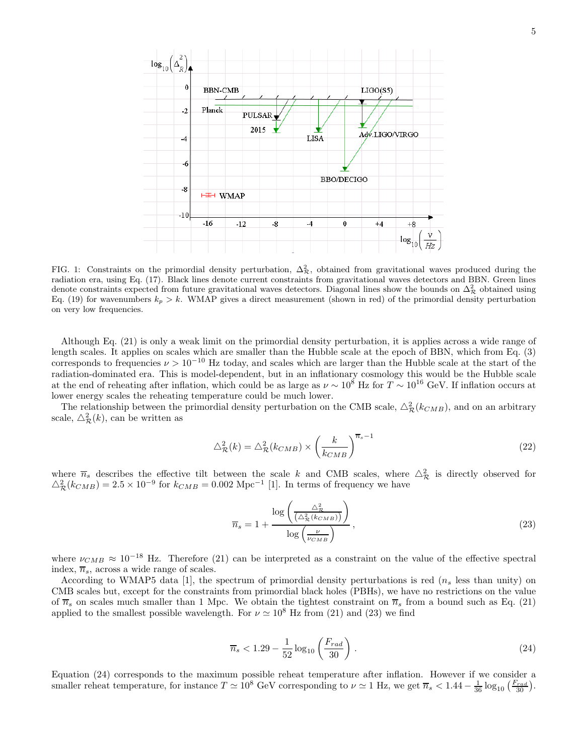FIG. 1: Constraints on the primordial density perturbation, $\Delta^2_{\mathcal{R}}$, obtained from gravitational waves produced during the radiation era, using Eq. (17). Black lines denote current constraints from gravitational waves detectors and BBN. Green lines denote constraints expected from future gravitational waves detectors. Diagonal lines show the bounds on $\Delta^2_{\mathcal{R}}$ obtained using Eq. (19) for wavenumbers $k_p > k$. WMAP gives a direct measurement (shown in red) of the primordial density perturbation on very low frequencies.

Although Eq. (21) is only a weak limit on the primordial density perturbation, it is applies across a wide range of length scales. It applies on scales which are smaller than the Hubble scale at the epoch of BBN, which from Eq. (3) corresponds to frequencies $\nu > 10^{-10}$ Hz today, and scales which are larger than the Hubble scale at the start of the radiation-dominated era. This is model-dependent, but in an inflationary cosmology this would be the Hubble scale at the end of reheating after inflation, which could be as large as $\nu \sim 10^8$ Hz for $T \sim 10^{16}$ GeV. If inflation occurs at lower energy scales the reheating temperature could be much lower.

The relationship between the primordial density perturbation on the CMB scale, $\triangle^2_{\mathcal{R}}(k_{CMB})$, and on an arbitrary scale, $\triangle^2_{\mathcal{R}}(k)$, can be written as

$$\triangle^2_{\mathcal{R}}(k) = \triangle^2_{\mathcal{R}}(k_{CMB}) \times \left(\frac{k}{k_{CMB}}\right)^{\overline{n}_s - 1} \tag{22}$$

where $\overline{n}_s$ describes the effective tilt between the scale $k$ and CMB scales, where $\triangle^2_{\mathcal{R}}$ is directly observed for $\triangle^2_{\mathcal{R}}(k_{CMB}) = 2.5 \times 10^{-9}$ for $k_{CMB} = 0.002$ Mpc$^{-1}$ [1]. In terms of frequency we have

$$\overline{n}_s = 1 + \frac{\log\left(\frac{\triangle^2_{\mathcal{R}}}{\left(\triangle^2_{\mathcal{R}}(k_{CMB})\right)}\right)}{\log\left(\frac{\nu}{\nu_{CMB}}\right)}, \tag{23}$$

where $\nu_{CMB} \approx 10^{-18}$ Hz. Therefore (21) can be interpreted as a constraint on the value of the effective spectral index, $\overline{n}_s$, across a wide range of scales.

According to WMAP5 data [1], the spectrum of primordial density perturbations is red ($n_s$ less than unity) on CMB scales but, except for the constraints from primordial black holes (PBHs), we have no restrictions on the value of $\overline{n}_s$ on scales much smaller than 1 Mpc. We obtain the tightest constraint on $\overline{n}_s$ from a bound such as Eq. (21) applied to the smallest possible wavelength. For $\nu \simeq 10^8$ Hz from (21) and (23) we find

$$\overline{n}_s < 1.29 - \frac{1}{52}\log_{10}\left(\frac{F_{rad}}{30}\right). \tag{24}$$

Equation (24) corresponds to the maximum possible reheat temperature after inflation. However if we consider a smaller reheat temperature, for instance $T \simeq 10^8$ GeV corresponding to $\nu \simeq 1$ Hz, we get $\overline{n}_s < 1.44 - \frac{1}{36}\log_{10}\left(\frac{F_{rad}}{30}\right)$.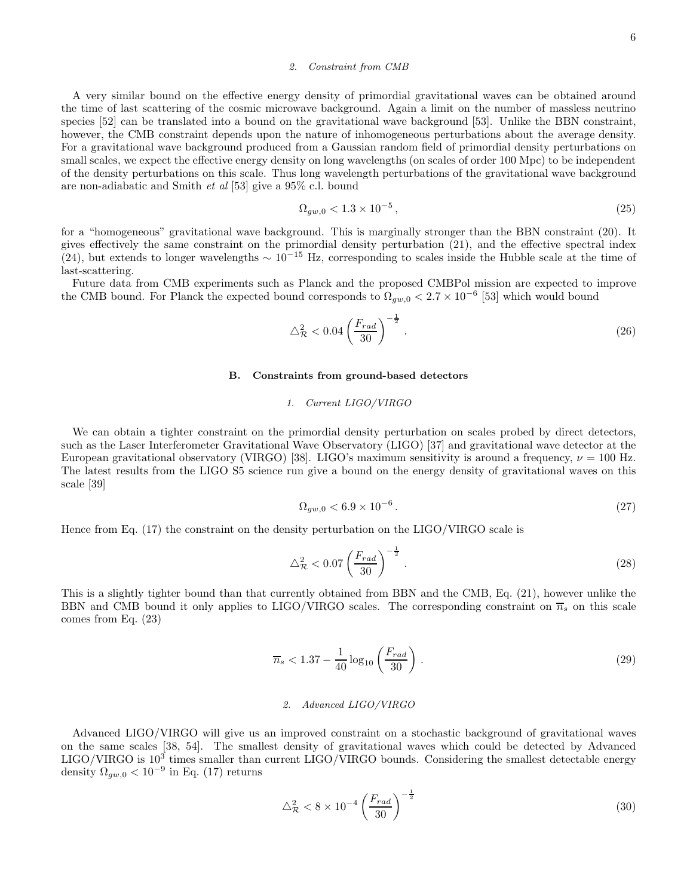#### 2. Constraint from CMB

A very similar bound on the effective energy density of primordial gravitational waves can be obtained around the time of last scattering of the cosmic microwave background. Again a limit on the number of massless neutrino species [52] can be translated into a bound on the gravitational wave background [53]. Unlike the BBN constraint, however, the CMB constraint depends upon the nature of inhomogeneous perturbations about the average density. For a gravitational wave background produced from a Gaussian random field of primordial density perturbations on small scales, we expect the effective energy density on long wavelengths (on scales of order 100 Mpc) to be independent of the density perturbations on this scale. Thus long wavelength perturbations of the gravitational wave background are non-adiabatic and Smith *et al* [53] give a 95% c.l. bound

$$\Omega_{gw,0} < 1.3 \times 10^{-5} \,, \tag{25}$$

for a "homogeneous" gravitational wave background. This is marginally stronger than the BBN constraint (20). It gives effectively the same constraint on the primordial density perturbation (21), and the effective spectral index (24), but extends to longer wavelengths $\sim 10^{-15}$ Hz, corresponding to scales inside the Hubble scale at the time of last-scattering.

Future data from CMB experiments such as Planck and the proposed CMBPol mission are expected to improve the CMB bound. For Planck the expected bound corresponds to $\Omega_{gw,0} < 2.7 \times 10^{-6}$ [53] which would bound

$$\triangle^2_{\mathcal{R}} < 0.04 \left(\frac{F_{rad}}{30}\right)^{-\frac{1}{2}} . \tag{26}$$

### B. Constraints from ground-based detectors

#### 1. Current LIGO/VIRGO

We can obtain a tighter constraint on the primordial density perturbation on scales probed by direct detectors, such as the Laser Interferometer Gravitational Wave Observatory (LIGO) [37] and gravitational wave detector at the European gravitational observatory (VIRGO) [38]. LIGO's maximum sensitivity is around a frequency, $\nu = 100$ Hz. The latest results from the LIGO S5 science run give a bound on the energy density of gravitational waves on this scale [39]

$$\Omega_{gw,0} < 6.9 \times 10^{-6} . \tag{27}$$

Hence from Eq. (17) the constraint on the density perturbation on the LIGO/VIRGO scale is

$$\triangle^2_{\mathcal{R}} < 0.07 \left(\frac{F_{rad}}{30}\right)^{-\frac{1}{2}} . \tag{28}$$

This is a slightly tighter bound than that currently obtained from BBN and the CMB, Eq. (21), however unlike the BBN and CMB bound it only applies to LIGO/VIRGO scales. The corresponding constraint on $\overline{n}_s$ on this scale comes from Eq. (23)

$$\overline{n}_s < 1.37 - \frac{1}{40}\log_{10}\left(\frac{F_{rad}}{30}\right) . \tag{29}$$

#### 2. Advanced LIGO/VIRGO

Advanced LIGO/VIRGO will give us an improved constraint on a stochastic background of gravitational waves on the same scales [38, 54]. The smallest density of gravitational waves which could be detected by Advanced LIGO/VIRGO is $10^3$ times smaller than current LIGO/VIRGO bounds. Considering the smallest detectable energy density $\Omega_{gw,0} < 10^{-9}$ in Eq. (17) returns

$$\triangle^2_{\mathcal{R}} < 8 \times 10^{-4} \left(\frac{F_{rad}}{30}\right)^{-\frac{1}{2}} \tag{30}$$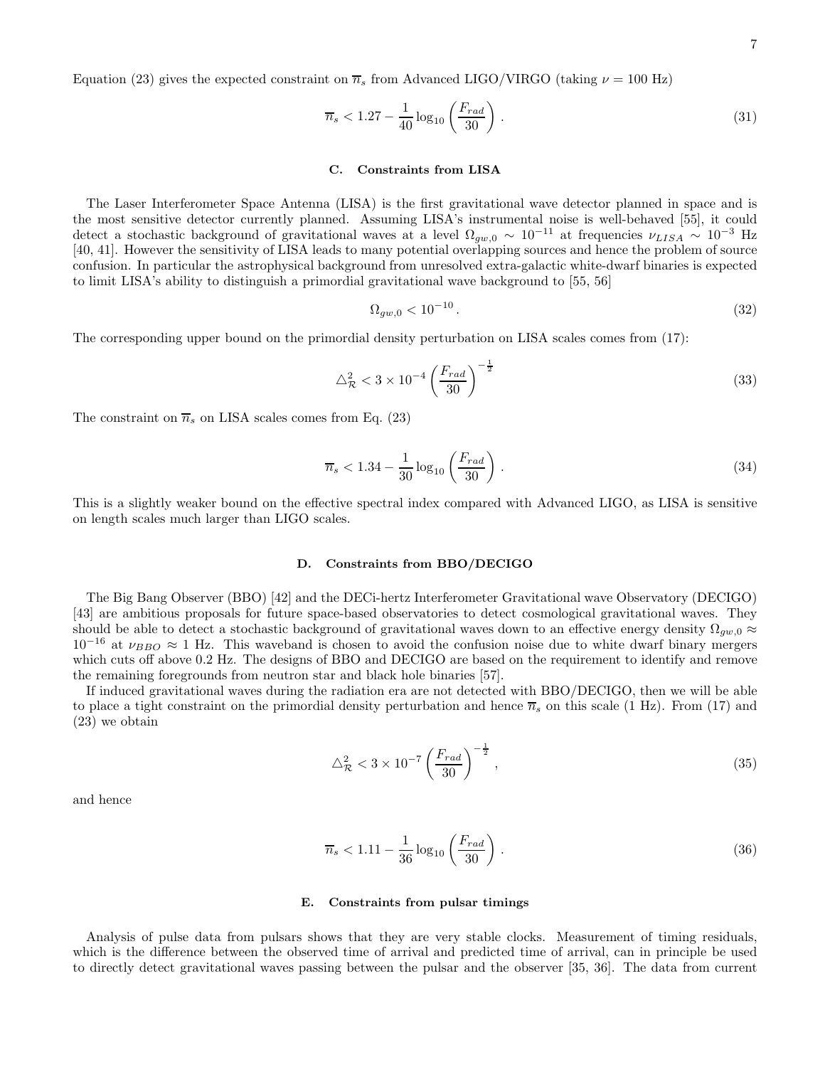Equation (23) gives the expected constraint on $\overline{n}_s$ from Advanced LIGO/VIRGO (taking $\nu = 100$ Hz)

$$\overline{n}_s < 1.27 - \frac{1}{40}\log_{10}\left(\frac{F_{rad}}{30}\right) . \tag{31}$$

### C. Constraints from LISA

The Laser Interferometer Space Antenna (LISA) is the first gravitational wave detector planned in space and is the most sensitive detector currently planned. Assuming LISA's instrumental noise is well-behaved [55], it could detect a stochastic background of gravitational waves at a level $\Omega_{gw,0} \sim 10^{-11}$ at frequencies $\nu_{LISA} \sim 10^{-3}$ Hz [40, 41]. However the sensitivity of LISA leads to many potential overlapping sources and hence the problem of source confusion. In particular the astrophysical background from unresolved extra-galactic white-dwarf binaries is expected to limit LISA's ability to distinguish a primordial gravitational wave background to [55, 56]

$$\Omega_{gw,0} < 10^{-10} . \tag{32}$$

The corresponding upper bound on the primordial density perturbation on LISA scales comes from (17):

$$\triangle^2_{\mathcal{R}} < 3 \times 10^{-4}\left(\frac{F_{rad}}{30}\right)^{-\frac{1}{2}} \tag{33}$$

The constraint on $\overline{n}_s$ on LISA scales comes from Eq. (23)

$$\overline{n}_s < 1.34 - \frac{1}{30}\log_{10}\left(\frac{F_{rad}}{30}\right) . \tag{34}$$

This is a slightly weaker bound on the effective spectral index compared with Advanced LIGO, as LISA is sensitive on length scales much larger than LIGO scales.

### D. Constraints from BBO/DECIGO

The Big Bang Observer (BBO) [42] and the DECi-hertz Interferometer Gravitational wave Observatory (DECIGO) [43] are ambitious proposals for future space-based observatories to detect cosmological gravitational waves. They should be able to detect a stochastic background of gravitational waves down to an effective energy density $\Omega_{gw,0} \approx 10^{-16}$ at $\nu_{BBO} \approx 1$ Hz. This waveband is chosen to avoid the confusion noise due to white dwarf binary mergers which cuts off above 0.2 Hz. The designs of BBO and DECIGO are based on the requirement to identify and remove the remaining foregrounds from neutron star and black hole binaries [57].

If induced gravitational waves during the radiation era are not detected with BBO/DECIGO, then we will be able to place a tight constraint on the primordial density perturbation and hence $\overline{n}_s$ on this scale (1 Hz). From (17) and (23) we obtain

$$\triangle^2_{\mathcal{R}} < 3 \times 10^{-7}\left(\frac{F_{rad}}{30}\right)^{-\frac{1}{2}} , \tag{35}$$

and hence

$$\overline{n}_s < 1.11 - \frac{1}{36}\log_{10}\left(\frac{F_{rad}}{30}\right) . \tag{36}$$

### E. Constraints from pulsar timings

Analysis of pulse data from pulsars shows that they are very stable clocks. Measurement of timing residuals, which is the difference between the observed time of arrival and predicted time of arrival, can in principle be used to directly detect gravitational waves passing between the pulsar and the observer [35, 36]. The data from current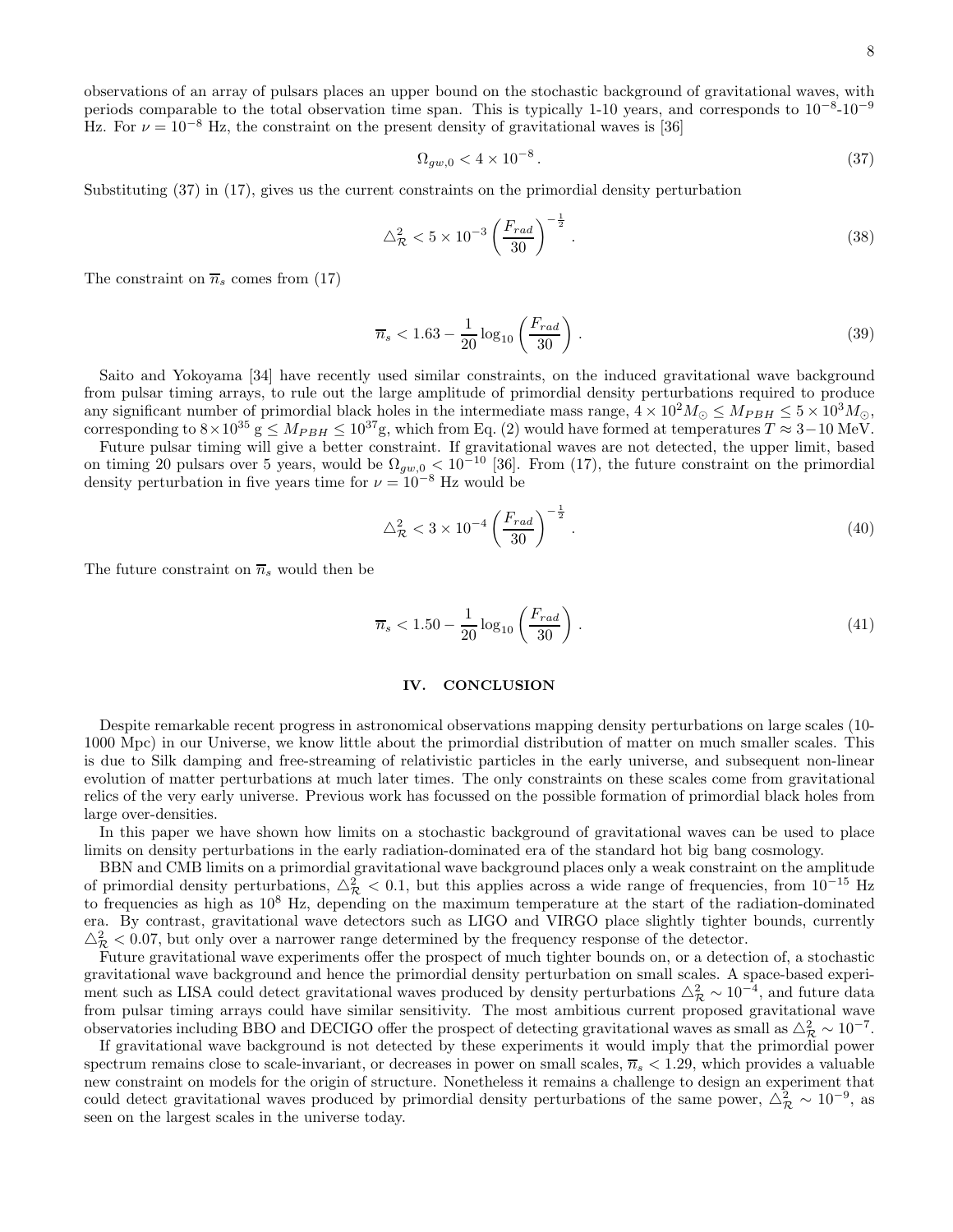observations of an array of pulsars places an upper bound on the stochastic background of gravitational waves, with periods comparable to the total observation time span. This is typically 1-10 years, and corresponds to $10^{-8}$-$10^{-9}$ Hz. For $\nu = 10^{-8}$ Hz, the constraint on the present density of gravitational waves is [36]

$$\Omega_{gw,0} < 4 \times 10^{-8} . \tag{37}$$

Substituting (37) in (17), gives us the current constraints on the primordial density perturbation

$$\triangle^2_{\mathcal{R}} < 5 \times 10^{-3} \left(\frac{F_{rad}}{30}\right)^{-\frac{1}{2}} . \tag{38}$$

The constraint on $\overline{n}_s$ comes from (17)

$$\overline{n}_s < 1.63 - \frac{1}{20} \log_{10}\left(\frac{F_{rad}}{30}\right) . \tag{39}$$

Saito and Yokoyama [34] have recently used similar constraints, on the induced gravitational wave background from pulsar timing arrays, to rule out the large amplitude of primordial density perturbations required to produce any significant number of primordial black holes in the intermediate mass range, $4 \times 10^2 M_\odot \leq M_{PBH} \leq 5 \times 10^3 M_\odot$, corresponding to $8 \times 10^{35}$ g $\leq M_{PBH} \leq 10^{37}$g, which from Eq. (2) would have formed at temperatures $T \approx 3-10$ MeV.

Future pulsar timing will give a better constraint. If gravitational waves are not detected, the upper limit, based on timing 20 pulsars over 5 years, would be $\Omega_{gw,0} < 10^{-10}$ [36]. From (17), the future constraint on the primordial density perturbation in five years time for $\nu = 10^{-8}$ Hz would be

$$\triangle^2_{\mathcal{R}} < 3 \times 10^{-4} \left(\frac{F_{rad}}{30}\right)^{-\frac{1}{2}} . \tag{40}$$

The future constraint on $\overline{n}_s$ would then be

$$\overline{n}_s < 1.50 - \frac{1}{20} \log_{10}\left(\frac{F_{rad}}{30}\right) . \tag{41}$$

## IV. CONCLUSION

Despite remarkable recent progress in astronomical observations mapping density perturbations on large scales (10-1000 Mpc) in our Universe, we know little about the primordial distribution of matter on much smaller scales. This is due to Silk damping and free-streaming of relativistic particles in the early universe, and subsequent non-linear evolution of matter perturbations at much later times. The only constraints on these scales come from gravitational relics of the very early universe. Previous work has focussed on the possible formation of primordial black holes from large over-densities.

In this paper we have shown how limits on a stochastic background of gravitational waves can be used to place limits on density perturbations in the early radiation-dominated era of the standard hot big bang cosmology.

BBN and CMB limits on a primordial gravitational wave background places only a weak constraint on the amplitude of primordial density perturbations, $\triangle^2_{\mathcal{R}} < 0.1$, but this applies across a wide range of frequencies, from $10^{-15}$ Hz to frequencies as high as $10^8$ Hz, depending on the maximum temperature at the start of the radiation-dominated era. By contrast, gravitational wave detectors such as LIGO and VIRGO place slightly tighter bounds, currently $\triangle^2_{\mathcal{R}} < 0.07$, but only over a narrower range determined by the frequency response of the detector.

Future gravitational wave experiments offer the prospect of much tighter bounds on, or a detection of, a stochastic gravitational wave background and hence the primordial density perturbation on small scales. A space-based experiment such as LISA could detect gravitational waves produced by density perturbations $\triangle^2_{\mathcal{R}} \sim 10^{-4}$, and future data from pulsar timing arrays could have similar sensitivity. The most ambitious current proposed gravitational wave observatories including BBO and DECIGO offer the prospect of detecting gravitational waves as small as $\triangle^2_{\mathcal{R}} \sim 10^{-7}$.

If gravitational wave background is not detected by these experiments it would imply that the primordial power spectrum remains close to scale-invariant, or decreases in power on small scales, $\overline{n}_s < 1.29$, which provides a valuable new constraint on models for the origin of structure. Nonetheless it remains a challenge to design an experiment that could detect gravitational waves produced by primordial density perturbations of the same power, $\triangle^2_{\mathcal{R}} \sim 10^{-9}$, as seen on the largest scales in the universe today.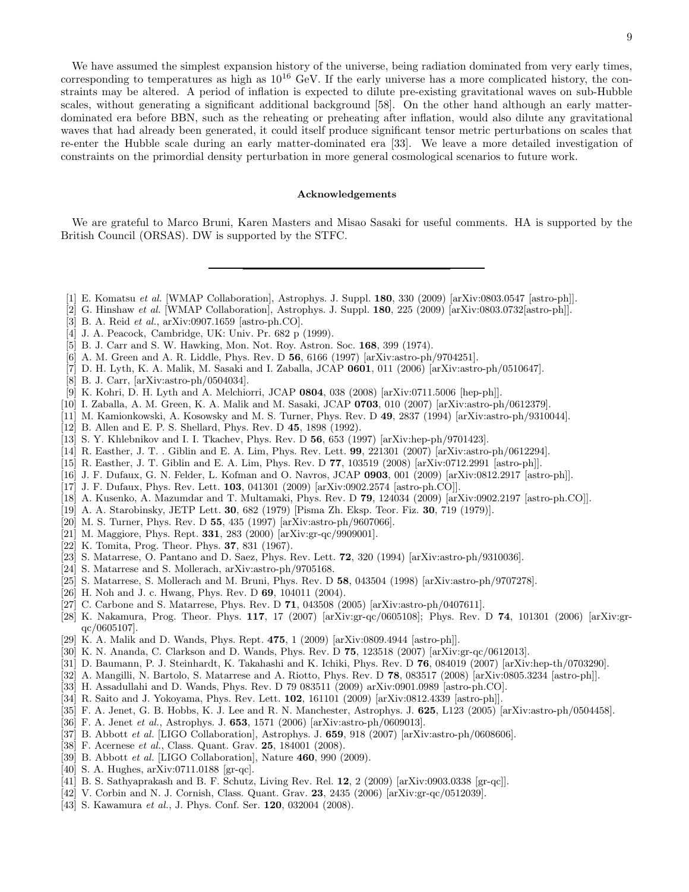We have assumed the simplest expansion history of the universe, being radiation dominated from very early times, corresponding to temperatures as high as $10^{16}$ GeV. If the early universe has a more complicated history, the constraints may be altered. A period of inflation is expected to dilute pre-existing gravitational waves on sub-Hubble scales, without generating a significant additional background [58]. On the other hand although an early matter-dominated era before BBN, such as the reheating or preheating after inflation, would also dilute any gravitational waves that had already been generated, it could itself produce significant tensor metric perturbations on scales that re-enter the Hubble scale during an early matter-dominated era [33]. We leave a more detailed investigation of constraints on the primordial density perturbation in more general cosmological scenarios to future work.

#### Acknowledgements

We are grateful to Marco Bruni, Karen Masters and Misao Sasaki for useful comments. HA is supported by the British Council (ORSAS). DW is supported by the STFC.

---

[1] E. Komatsu *et al.* [WMAP Collaboration], Astrophys. J. Suppl. **180**, 330 (2009) [arXiv:0803.0547 [astro-ph]].
[2] G. Hinshaw *et al.* [WMAP Collaboration], Astrophys. J. Suppl. **180**, 225 (2009) [arXiv:0803.0732[astro-ph]].
[3] B. A. Reid *et al.*, arXiv:0907.1659 [astro-ph.CO].
[4] J. A. Peacock, Cambridge, UK: Univ. Pr. 682 p (1999).
[5] B. J. Carr and S. W. Hawking, Mon. Not. Roy. Astron. Soc. **168**, 399 (1974).
[6] A. M. Green and A. R. Liddle, Phys. Rev. D **56**, 6166 (1997) [arXiv:astro-ph/9704251].
[7] D. H. Lyth, K. A. Malik, M. Sasaki and I. Zaballa, JCAP **0601**, 011 (2006) [arXiv:astro-ph/0510647].
[8] B. J. Carr, [arXiv:astro-ph/0504034].
[9] K. Kohri, D. H. Lyth and A. Melchiorri, JCAP **0804**, 038 (2008) [arXiv:0711.5006 [hep-ph]].
[10] I. Zaballa, A. M. Green, K. A. Malik and M. Sasaki, JCAP **0703**, 010 (2007) [arXiv:astro-ph/0612379].
[11] M. Kamionkowski, A. Kosowsky and M. S. Turner, Phys. Rev. D **49**, 2837 (1994) [arXiv:astro-ph/9310044].
[12] B. Allen and E. P. S. Shellard, Phys. Rev. D **45**, 1898 (1992).
[13] S. Y. Khlebnikov and I. I. Tkachev, Phys. Rev. D **56**, 653 (1997) [arXiv:hep-ph/9701423].
[14] R. Easther, J. T. . Giblin and E. A. Lim, Phys. Rev. Lett. **99**, 221301 (2007) [arXiv:astro-ph/0612294].
[15] R. Easther, J. T. Giblin and E. A. Lim, Phys. Rev. D **77**, 103519 (2008) [arXiv:0712.2991 [astro-ph]].
[16] J. F. Dufaux, G. N. Felder, L. Kofman and O. Navros, JCAP **0903**, 001 (2009) [arXiv:0812.2917 [astro-ph]].
[17] J. F. Dufaux, Phys. Rev. Lett. **103**, 041301 (2009) [arXiv:0902.2574 [astro-ph.CO]].
[18] A. Kusenko, A. Mazumdar and T. Multamaki, Phys. Rev. D **79**, 124034 (2009) [arXiv:0902.2197 [astro-ph.CO]].
[19] A. A. Starobinsky, JETP Lett. **30**, 682 (1979) [Pisma Zh. Eksp. Teor. Fiz. **30**, 719 (1979)].
[20] M. S. Turner, Phys. Rev. D **55**, 435 (1997) [arXiv:astro-ph/9607066].
[21] M. Maggiore, Phys. Rept. **331**, 283 (2000) [arXiv:gr-qc/9909001].
[22] K. Tomita, Prog. Theor. Phys. **37**, 831 (1967).
[23] S. Matarrese, O. Pantano and D. Saez, Phys. Rev. Lett. **72**, 320 (1994) [arXiv:astro-ph/9310036].
[24] S. Matarrese and S. Mollerach, arXiv:astro-ph/9705168.
[25] S. Matarrese, S. Mollerach and M. Bruni, Phys. Rev. D **58**, 043504 (1998) [arXiv:astro-ph/9707278].
[26] H. Noh and J. c. Hwang, Phys. Rev. D **69**, 104011 (2004).
[27] C. Carbone and S. Matarrese, Phys. Rev. D **71**, 043508 (2005) [arXiv:astro-ph/0407611].
[28] K. Nakamura, Prog. Theor. Phys. **117**, 17 (2007) [arXiv:gr-qc/0605108]; Phys. Rev. D **74**, 101301 (2006) [arXiv:gr-qc/0605107].
[29] K. A. Malik and D. Wands, Phys. Rept. **475**, 1 (2009) [arXiv:0809.4944 [astro-ph]].
[30] K. N. Ananda, C. Clarkson and D. Wands, Phys. Rev. D **75**, 123518 (2007) [arXiv:gr-qc/0612013].
[31] D. Baumann, P. J. Steinhardt, K. Takahashi and K. Ichiki, Phys. Rev. D **76**, 084019 (2007) [arXiv:hep-th/0703290].
[32] A. Mangilli, N. Bartolo, S. Matarrese and A. Riotto, Phys. Rev. D **78**, 083517 (2008) [arXiv:0805.3234 [astro-ph]].
[33] H. Assadullahi and D. Wands, Phys. Rev. D 79 083511 (2009) arXiv:0901.0989 [astro-ph.CO].
[34] R. Saito and J. Yokoyama, Phys. Rev. Lett. **102**, 161101 (2009) [arXiv:0812.4339 [astro-ph]].
[35] F. A. Jenet, G. B. Hobbs, K. J. Lee and R. N. Manchester, Astrophys. J. **625**, L123 (2005) [arXiv:astro-ph/0504458].
[36] F. A. Jenet *et al.*, Astrophys. J. **653**, 1571 (2006) [arXiv:astro-ph/0609013].
[37] B. Abbott *et al.* [LIGO Collaboration], Astrophys. J. **659**, 918 (2007) [arXiv:astro-ph/0608606].
[38] F. Acernese *et al.*, Class. Quant. Grav. **25**, 184001 (2008).
[39] B. Abbott *et al.* [LIGO Collaboration], Nature **460**, 990 (2009).
[40] S. A. Hughes, arXiv:0711.0188 [gr-qc].
[41] B. S. Sathyaprakash and B. F. Schutz, Living Rev. Rel. **12**, 2 (2009) [arXiv:0903.0338 [gr-qc]].
[42] V. Corbin and N. J. Cornish, Class. Quant. Grav. **23**, 2435 (2006) [arXiv:gr-qc/0512039].
[43] S. Kawamura *et al.*, J. Phys. Conf. Ser. **120**, 032004 (2008).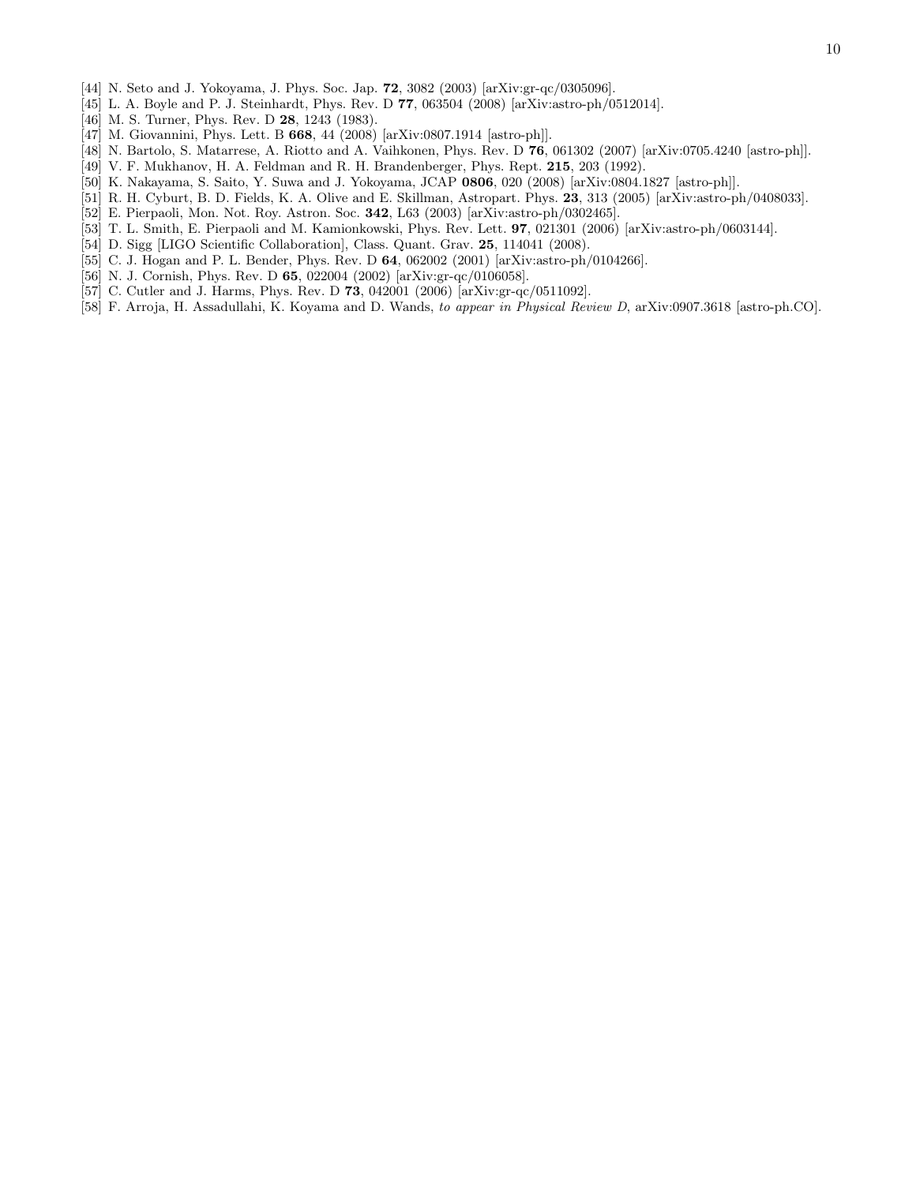[44] N. Seto and J. Yokoyama, J. Phys. Soc. Jap. **72**, 3082 (2003) [arXiv:gr-qc/0305096].
[45] L. A. Boyle and P. J. Steinhardt, Phys. Rev. D **77**, 063504 (2008) [arXiv:astro-ph/0512014].
[46] M. S. Turner, Phys. Rev. D **28**, 1243 (1983).
[47] M. Giovannini, Phys. Lett. B **668**, 44 (2008) [arXiv:0807.1914 [astro-ph]].
[48] N. Bartolo, S. Matarrese, A. Riotto and A. Vaihkonen, Phys. Rev. D **76**, 061302 (2007) [arXiv:0705.4240 [astro-ph]].
[49] V. F. Mukhanov, H. A. Feldman and R. H. Brandenberger, Phys. Rept. **215**, 203 (1992).
[50] K. Nakayama, S. Saito, Y. Suwa and J. Yokoyama, JCAP **0806**, 020 (2008) [arXiv:0804.1827 [astro-ph]].
[51] R. H. Cyburt, B. D. Fields, K. A. Olive and E. Skillman, Astropart. Phys. **23**, 313 (2005) [arXiv:astro-ph/0408033].
[52] E. Pierpaoli, Mon. Not. Roy. Astron. Soc. **342**, L63 (2003) [arXiv:astro-ph/0302465].
[53] T. L. Smith, E. Pierpaoli and M. Kamionkowski, Phys. Rev. Lett. **97**, 021301 (2006) [arXiv:astro-ph/0603144].
[54] D. Sigg [LIGO Scientific Collaboration], Class. Quant. Grav. **25**, 114041 (2008).
[55] C. J. Hogan and P. L. Bender, Phys. Rev. D **64**, 062002 (2001) [arXiv:astro-ph/0104266].
[56] N. J. Cornish, Phys. Rev. D **65**, 022004 (2002) [arXiv:gr-qc/0106058].
[57] C. Cutler and J. Harms, Phys. Rev. D **73**, 042001 (2006) [arXiv:gr-qc/0511092].
[58] F. Arroja, H. Assadullahi, K. Koyama and D. Wands, *to appear in Physical Review D*, arXiv:0907.3618 [astro-ph.CO].